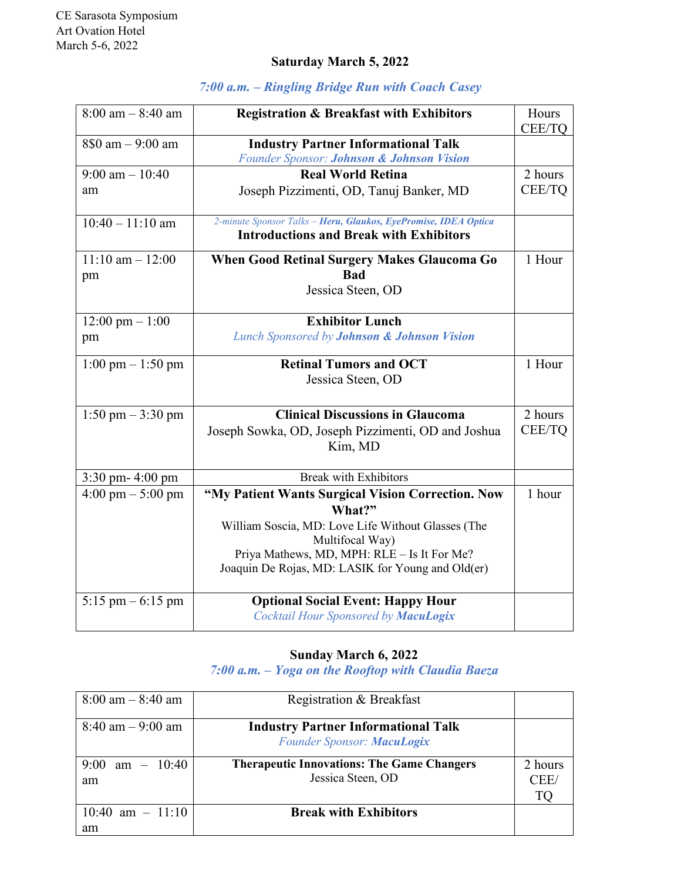CE Sarasota Symposium
Art Ovation Hotel
March 5-6, 2022

## Saturday March 5, 2022

*7:00 a.m. – Ringling Bridge Run with Coach Casey*

| | | |
|---|---|---|
| 8:00 am – 8:40 am | **Registration & Breakfast with Exhibitors** | Hours CEE/TQ |
| 8$0 am – 9:00 am | **Industry Partner Informational Talk**<br>*Founder Sponsor: **Johnson & Johnson Vision*** | |
| 9:00 am – 10:40 am | **Real World Retina**<br>Joseph Pizzimenti, OD, Tanuj Banker, MD | 2 hours CEE/TQ |
| 10:40 – 11:10 am | *2-minute Sponsor Talks – **Heru, Glaukos, EyePromise, IDEA Optica***<br>**Introductions and Break with Exhibitors** | |
| 11:10 am – 12:00 pm | **When Good Retinal Surgery Makes Glaucoma Go Bad**<br>Jessica Steen, OD | 1 Hour |
| 12:00 pm – 1:00 pm | **Exhibitor Lunch**<br>*Lunch Sponsored by **Johnson & Johnson Vision*** | |
| 1:00 pm – 1:50 pm | **Retinal Tumors and OCT**<br>Jessica Steen, OD | 1 Hour |
| 1:50 pm – 3:30 pm | **Clinical Discussions in Glaucoma**<br>Joseph Sowka, OD, Joseph Pizzimenti, OD and Joshua Kim, MD | 2 hours CEE/TQ |
| 3:30 pm- 4:00 pm | Break with Exhibitors | |
| 4:00 pm – 5:00 pm | **"My Patient Wants Surgical Vision Correction. Now What?"**<br>William Soscia, MD: Love Life Without Glasses (The Multifocal Way)<br>Priya Mathews, MD, MPH: RLE – Is It For Me?<br>Joaquin De Rojas, MD: LASIK for Young and Old(er) | 1 hour |
| 5:15 pm – 6:15 pm | **Optional Social Event: Happy Hour**<br>*Cocktail Hour Sponsored by **MacuLogix*** | |

## Sunday March 6, 2022

*7:00 a.m. – Yoga on the Rooftop with Claudia Baeza*

| | | |
|---|---|---|
| 8:00 am – 8:40 am | Registration & Breakfast | |
| 8:40 am – 9:00 am | **Industry Partner Informational Talk**<br>*Founder Sponsor: **MacuLogix*** | |
| 9:00 am – 10:40 am | **Therapeutic Innovations: The Game Changers**<br>Jessica Steen, OD | 2 hours CEE/ TQ |
| 10:40 am – 11:10 am | **Break with Exhibitors** | |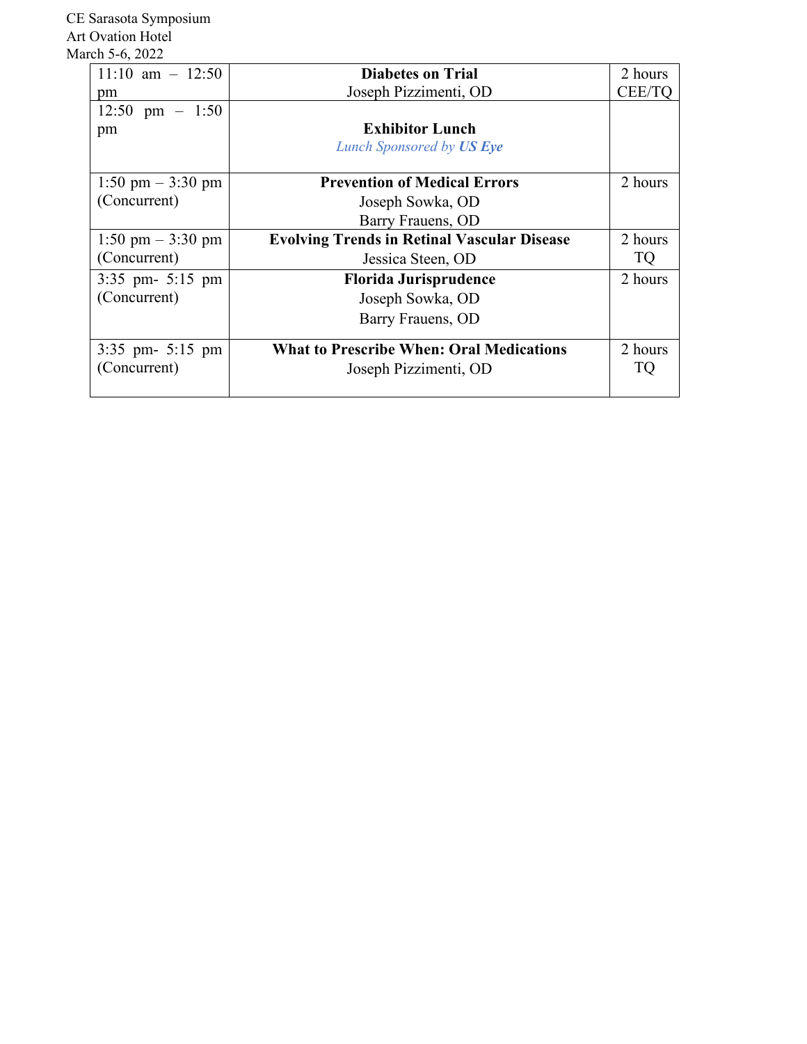CE Sarasota Symposium
Art Ovation Hotel
March 5-6, 2022

| | | |
|---|---|---|
| 11:10 am – 12:50 pm | **Diabetes on Trial**<br>Joseph Pizzimenti, OD | 2 hours CEE/TQ |
| 12:50 pm – 1:50 pm | **Exhibitor Lunch**<br>*Lunch Sponsored by **US Eye*** | |
| 1:50 pm – 3:30 pm (Concurrent) | **Prevention of Medical Errors**<br>Joseph Sowka, OD<br>Barry Frauens, OD | 2 hours |
| 1:50 pm – 3:30 pm (Concurrent) | **Evolving Trends in Retinal Vascular Disease**<br>Jessica Steen, OD | 2 hours TQ |
| 3:35 pm- 5:15 pm (Concurrent) | **Florida Jurisprudence**<br>Joseph Sowka, OD<br>Barry Frauens, OD | 2 hours |
| 3:35 pm- 5:15 pm (Concurrent) | **What to Prescribe When: Oral Medications**<br>Joseph Pizzimenti, OD | 2 hours TQ |